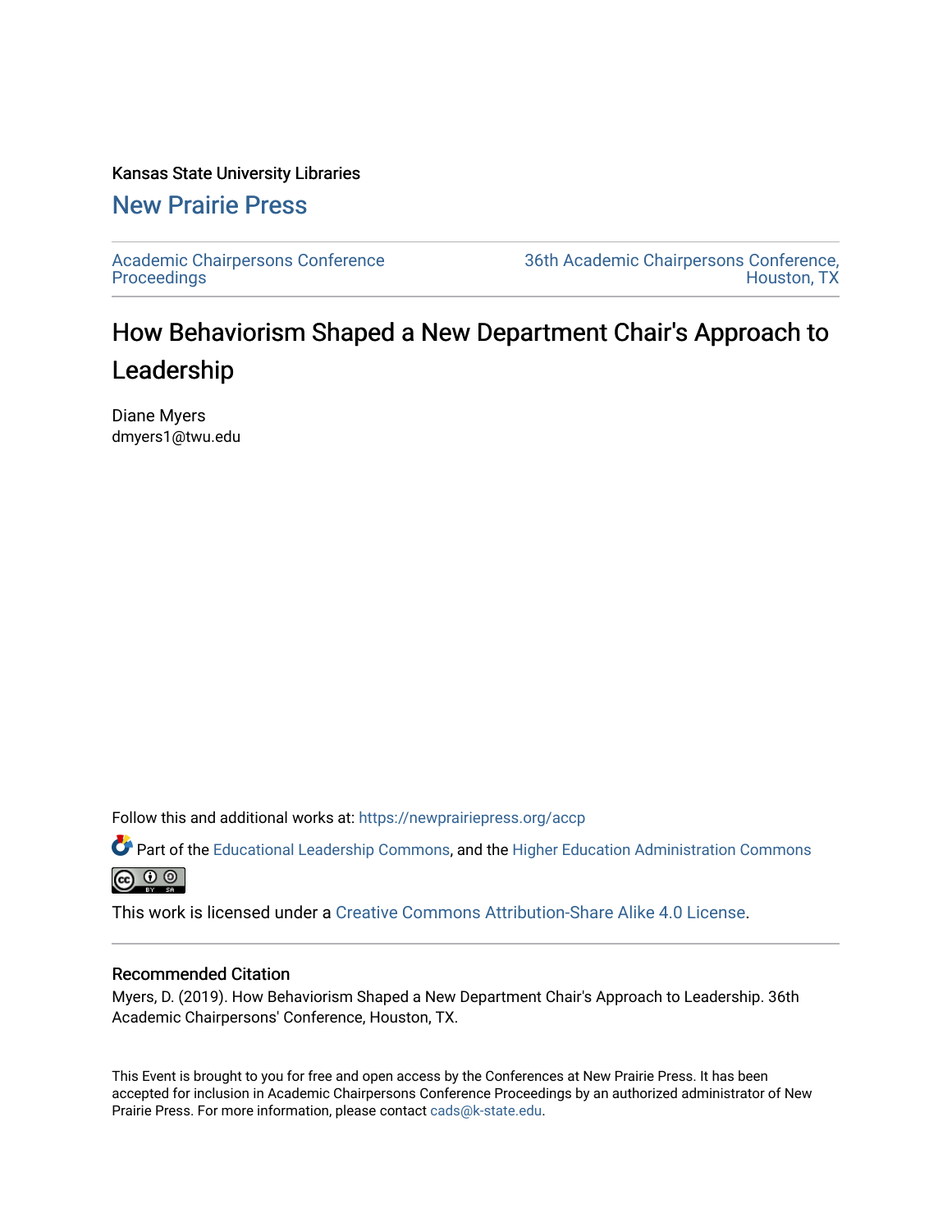Kansas State University Libraries

## New Prairie Press

Academic Chairpersons Conference Proceedings

36th Academic Chairpersons Conference, Houston, TX

# How Behaviorism Shaped a New Department Chair's Approach to Leadership

Diane Myers
dmyers1@twu.edu

Follow this and additional works at: https://newprairiepress.org/accp

Part of the Educational Leadership Commons, and the Higher Education Administration Commons

This work is licensed under a Creative Commons Attribution-Share Alike 4.0 License.

### Recommended Citation

Myers, D. (2019). How Behaviorism Shaped a New Department Chair's Approach to Leadership. 36th Academic Chairpersons' Conference, Houston, TX.

This Event is brought to you for free and open access by the Conferences at New Prairie Press. It has been accepted for inclusion in Academic Chairpersons Conference Proceedings by an authorized administrator of New Prairie Press. For more information, please contact cads@k-state.edu.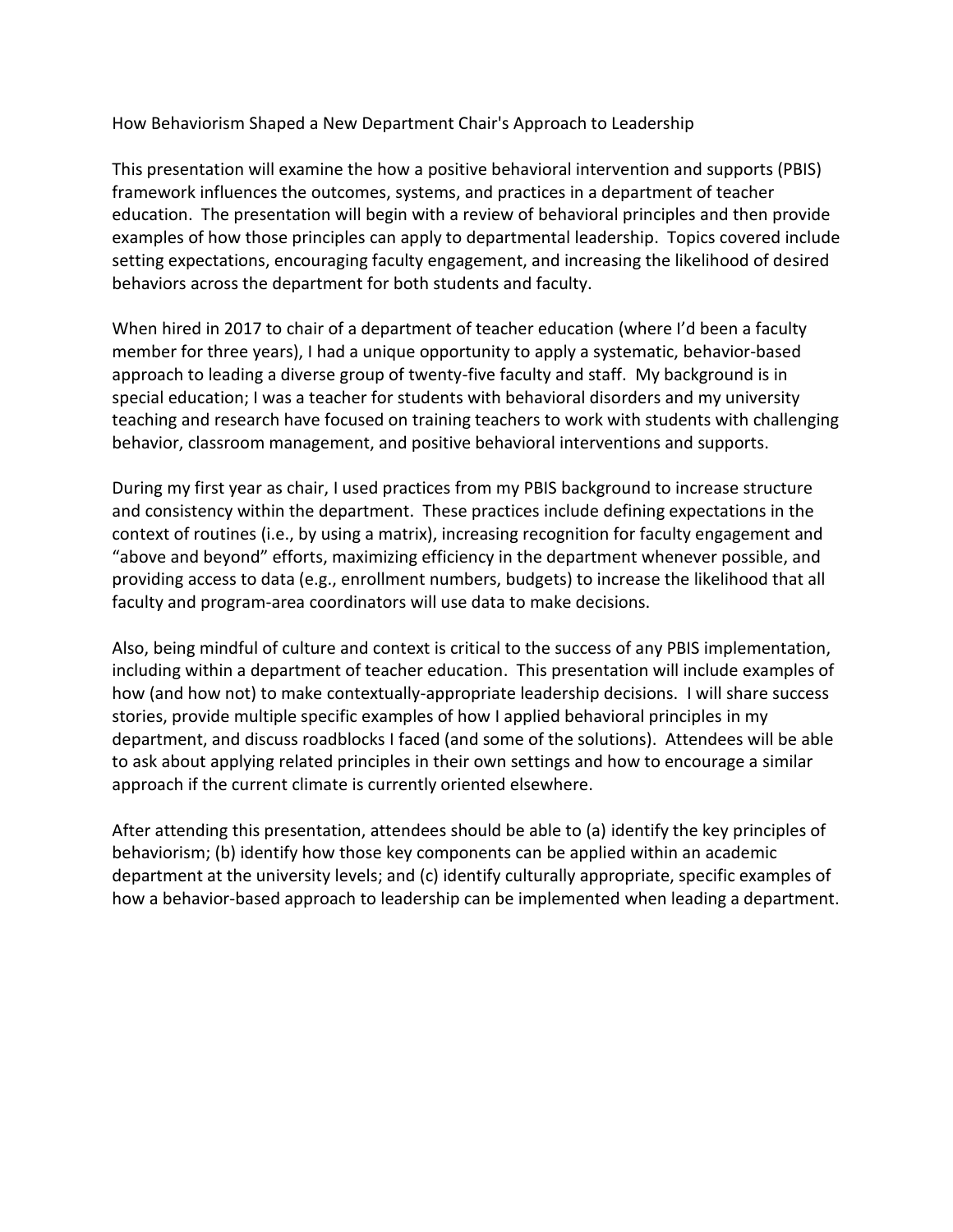# How Behaviorism Shaped a New Department Chair's Approach to Leadership

This presentation will examine the how a positive behavioral intervention and supports (PBIS) framework influences the outcomes, systems, and practices in a department of teacher education. The presentation will begin with a review of behavioral principles and then provide examples of how those principles can apply to departmental leadership. Topics covered include setting expectations, encouraging faculty engagement, and increasing the likelihood of desired behaviors across the department for both students and faculty.

When hired in 2017 to chair of a department of teacher education (where I'd been a faculty member for three years), I had a unique opportunity to apply a systematic, behavior-based approach to leading a diverse group of twenty-five faculty and staff. My background is in special education; I was a teacher for students with behavioral disorders and my university teaching and research have focused on training teachers to work with students with challenging behavior, classroom management, and positive behavioral interventions and supports.

During my first year as chair, I used practices from my PBIS background to increase structure and consistency within the department. These practices include defining expectations in the context of routines (i.e., by using a matrix), increasing recognition for faculty engagement and "above and beyond" efforts, maximizing efficiency in the department whenever possible, and providing access to data (e.g., enrollment numbers, budgets) to increase the likelihood that all faculty and program-area coordinators will use data to make decisions.

Also, being mindful of culture and context is critical to the success of any PBIS implementation, including within a department of teacher education. This presentation will include examples of how (and how not) to make contextually-appropriate leadership decisions. I will share success stories, provide multiple specific examples of how I applied behavioral principles in my department, and discuss roadblocks I faced (and some of the solutions). Attendees will be able to ask about applying related principles in their own settings and how to encourage a similar approach if the current climate is currently oriented elsewhere.

After attending this presentation, attendees should be able to (a) identify the key principles of behaviorism; (b) identify how those key components can be applied within an academic department at the university levels; and (c) identify culturally appropriate, specific examples of how a behavior-based approach to leadership can be implemented when leading a department.